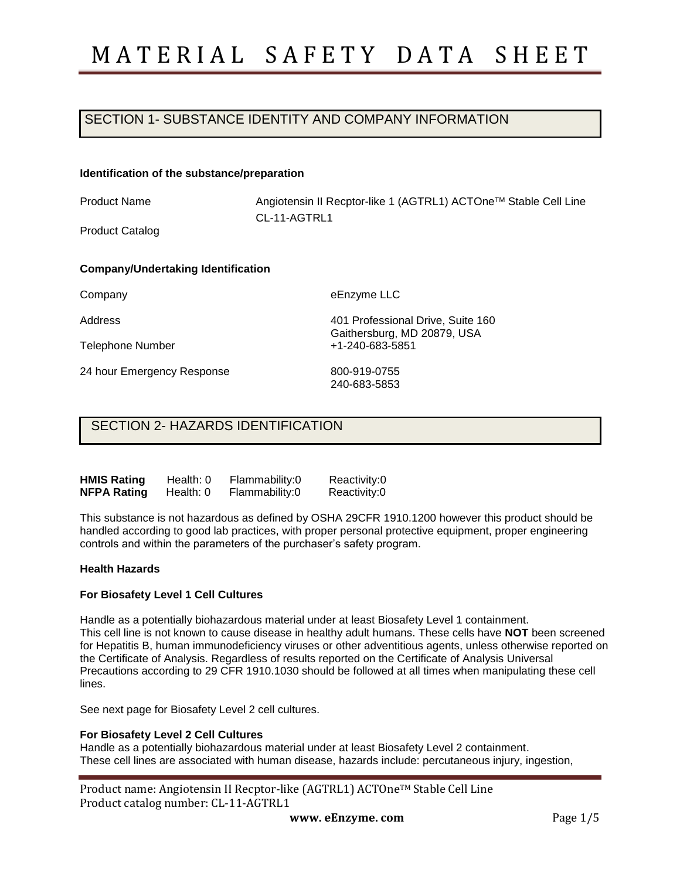# MATERIAL SAFETY DATA SHEET

## SECTION 1- SUBSTANCE IDENTITY AND COMPANY INFORMATION

**Identification of the substance/preparation**

| | |
|---|---|
| Product Name | Angiotensin II Recptor-like 1 (AGTRL1) ACTOne™ Stable Cell Line |
| Product Catalog | CL-11-AGTRL1 |

**Company/Undertaking Identification**

| | |
|---|---|
| Company | eEnzyme LLC |
| Address | 401 Professional Drive, Suite 160<br>Gaithersburg, MD 20879, USA |
| Telephone Number | +1-240-683-5851 |
| 24 hour Emergency Response | 800-919-0755<br>240-683-5853 |

## SECTION 2- HAZARDS IDENTIFICATION

| | | | |
|---|---|---|---|
| **HMIS Rating** | Health: 0 | Flammability:0 | Reactivity:0 |
| **NFPA Rating** | Health: 0 | Flammability:0 | Reactivity:0 |

This substance is not hazardous as defined by OSHA 29CFR 1910.1200 however this product should be handled according to good lab practices, with proper personal protective equipment, proper engineering controls and within the parameters of the purchaser's safety program.

**Health Hazards**

**For Biosafety Level 1 Cell Cultures**

Handle as a potentially biohazardous material under at least Biosafety Level 1 containment.
This cell line is not known to cause disease in healthy adult humans. These cells have **NOT** been screened for Hepatitis B, human immunodeficiency viruses or other adventitious agents, unless otherwise reported on the Certificate of Analysis. Regardless of results reported on the Certificate of Analysis Universal Precautions according to 29 CFR 1910.1030 should be followed at all times when manipulating these cell lines.

See next page for Biosafety Level 2 cell cultures.

**For Biosafety Level 2 Cell Cultures**

Handle as a potentially biohazardous material under at least Biosafety Level 2 containment.
These cell lines are associated with human disease, hazards include: percutaneous injury, ingestion,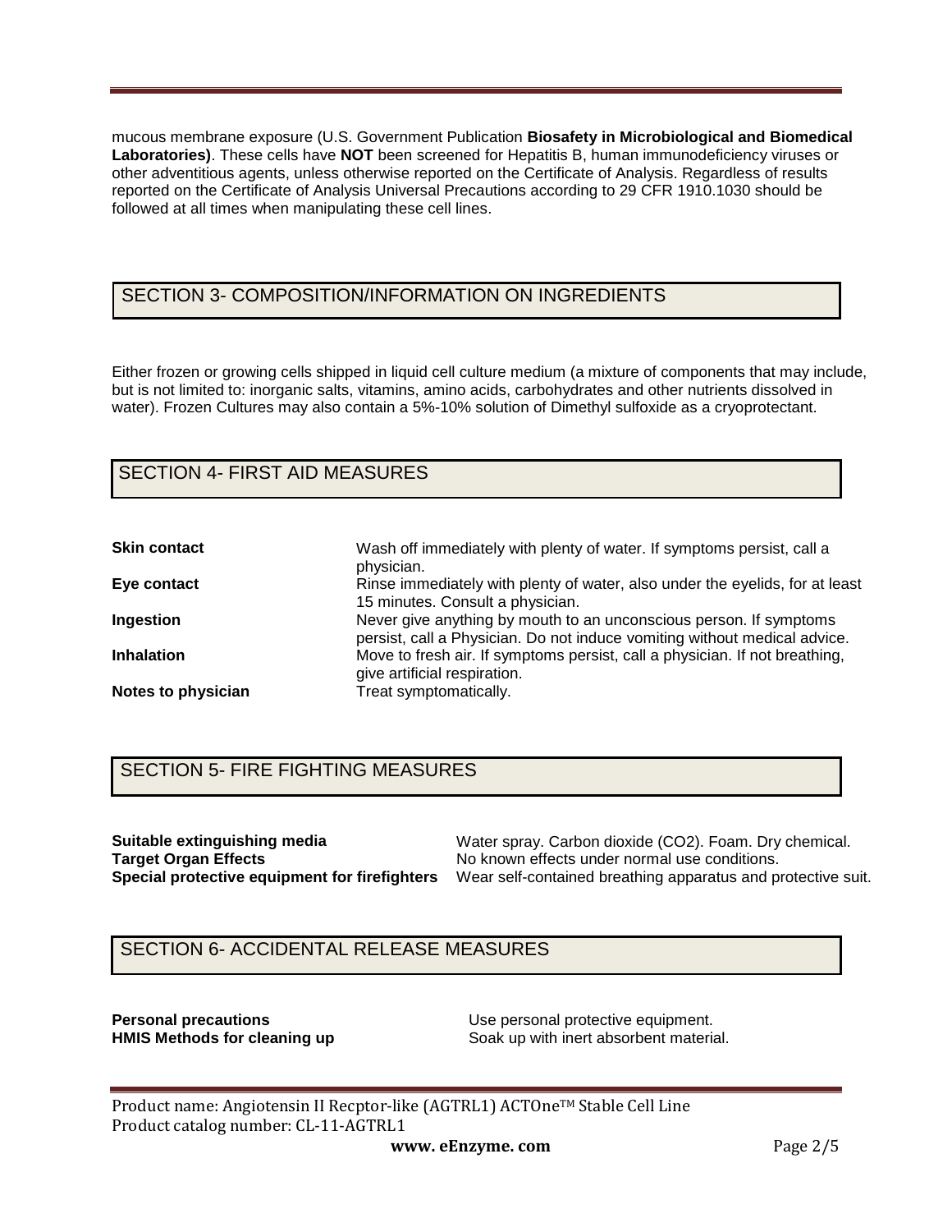mucous membrane exposure (U.S. Government Publication **Biosafety in Microbiological and Biomedical Laboratories)**. These cells have **NOT** been screened for Hepatitis B, human immunodeficiency viruses or other adventitious agents, unless otherwise reported on the Certificate of Analysis. Regardless of results reported on the Certificate of Analysis Universal Precautions according to 29 CFR 1910.1030 should be followed at all times when manipulating these cell lines.

## SECTION 3- COMPOSITION/INFORMATION ON INGREDIENTS

Either frozen or growing cells shipped in liquid cell culture medium (a mixture of components that may include, but is not limited to: inorganic salts, vitamins, amino acids, carbohydrates and other nutrients dissolved in water). Frozen Cultures may also contain a 5%-10% solution of Dimethyl sulfoxide as a cryoprotectant.

## SECTION 4- FIRST AID MEASURES

| | |
|---|---|
| **Skin contact** | Wash off immediately with plenty of water. If symptoms persist, call a physician. |
| **Eye contact** | Rinse immediately with plenty of water, also under the eyelids, for at least 15 minutes. Consult a physician. |
| **Ingestion** | Never give anything by mouth to an unconscious person. If symptoms persist, call a Physician. Do not induce vomiting without medical advice. |
| **Inhalation** | Move to fresh air. If symptoms persist, call a physician. If not breathing, give artificial respiration. |
| **Notes to physician** | Treat symptomatically. |

## SECTION 5- FIRE FIGHTING MEASURES

| | |
|---|---|
| **Suitable extinguishing media** | Water spray. Carbon dioxide ($CO_2$). Foam. Dry chemical. |
| **Target Organ Effects** | No known effects under normal use conditions. |
| **Special protective equipment for firefighters** | Wear self-contained breathing apparatus and protective suit. |

## SECTION 6- ACCIDENTAL RELEASE MEASURES

| | |
|---|---|
| **Personal precautions** | Use personal protective equipment. |
| **HMIS Methods for cleaning up** | Soak up with inert absorbent material. |

Product name: Angiotensin II Recptor-like (AGTRL1) ACTOne™ Stable Cell Line
Product catalog number: CL-11-AGTRL1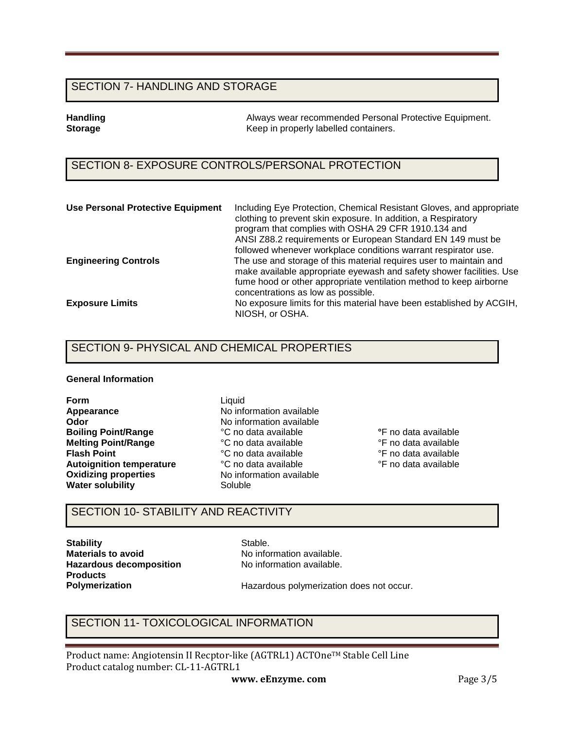## SECTION 7- HANDLING AND STORAGE

| | |
|---|---|
| **Handling** | Always wear recommended Personal Protective Equipment. |
| **Storage** | Keep in properly labelled containers. |

## SECTION 8- EXPOSURE CONTROLS/PERSONAL PROTECTION

| | |
|---|---|
| **Use Personal Protective Equipment** | Including Eye Protection, Chemical Resistant Gloves, and appropriate clothing to prevent skin exposure. In addition, a Respiratory program that complies with OSHA 29 CFR 1910.134 and ANSI Z88.2 requirements or European Standard EN 149 must be followed whenever workplace conditions warrant respirator use. |
| **Engineering Controls** | The use and storage of this material requires user to maintain and make available appropriate eyewash and safety shower facilities. Use fume hood or other appropriate ventilation method to keep airborne concentrations as low as possible. |
| **Exposure Limits** | No exposure limits for this material have been established by ACGIH, NIOSH, or OSHA. |

## SECTION 9- PHYSICAL AND CHEMICAL PROPERTIES

**General Information**

| | | |
|---|---|---|
| **Form** | Liquid | |
| **Appearance** | No information available | |
| **Odor** | No information available | |
| **Boiling Point/Range** | °C no data available | °F no data available |
| **Melting Point/Range** | °C no data available | °F no data available |
| **Flash Point** | °C no data available | °F no data available |
| **Autoignition temperature** | °C no data available | °F no data available |
| **Oxidizing properties** | No information available | |
| **Water solubility** | Soluble | |

## SECTION 10- STABILITY AND REACTIVITY

| | |
|---|---|
| **Stability** | Stable. |
| **Materials to avoid** | No information available. |
| **Hazardous decomposition Products** | No information available. |
| **Polymerization** | Hazardous polymerization does not occur. |

## SECTION 11- TOXICOLOGICAL INFORMATION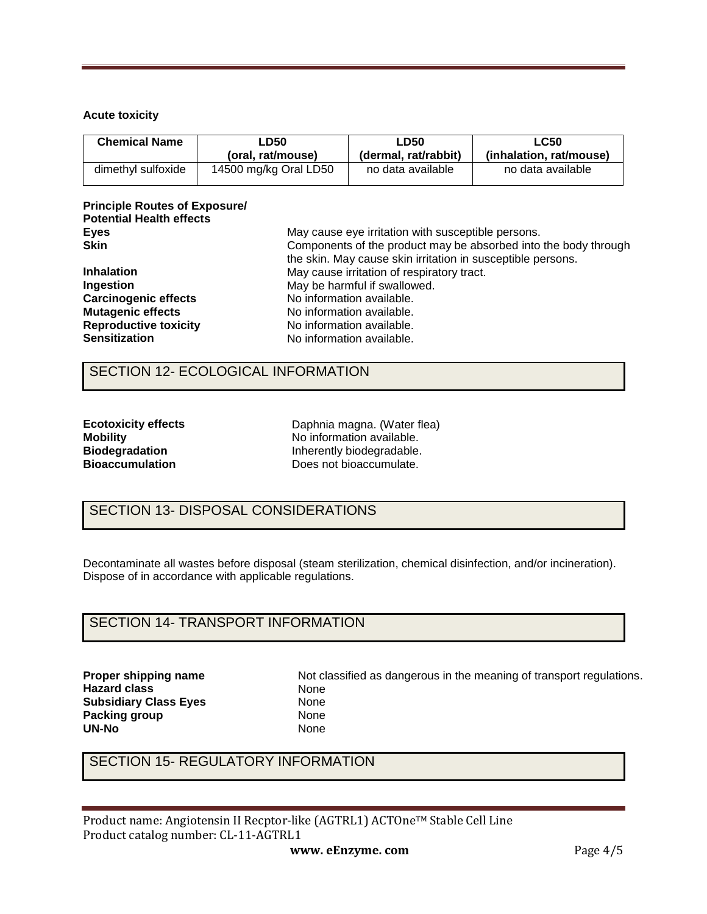**Acute toxicity**

| Chemical Name | LD50 (oral, rat/mouse) | LD50 (dermal, rat/rabbit) | LC50 (inhalation, rat/mouse) |
|---|---|---|---|
| dimethyl sulfoxide | 14500 mg/kg Oral LD50 | no data available | no data available |

**Principle Routes of Exposure/ Potential Health effects**

**Eyes** May cause eye irritation with susceptible persons.
**Skin** Components of the product may be absorbed into the body through the skin. May cause skin irritation in susceptible persons.
**Inhalation** May cause irritation of respiratory tract.
**Ingestion** May be harmful if swallowed.
**Carcinogenic effects** No information available.
**Mutagenic effects** No information available.
**Reproductive toxicity** No information available.
**Sensitization** No information available.

## SECTION 12- ECOLOGICAL INFORMATION

**Ecotoxicity effects** Daphnia magna. (Water flea)
**Mobility** No information available.
**Biodegradation** Inherently biodegradable.
**Bioaccumulation** Does not bioaccumulate.

## SECTION 13- DISPOSAL CONSIDERATIONS

Decontaminate all wastes before disposal (steam sterilization, chemical disinfection, and/or incineration). Dispose of in accordance with applicable regulations.

## SECTION 14- TRANSPORT INFORMATION

**Proper shipping name** Not classified as dangerous in the meaning of transport regulations.
**Hazard class** None
**Subsidiary Class Eyes** None
**Packing group** None
**UN-No** None

## SECTION 15- REGULATORY INFORMATION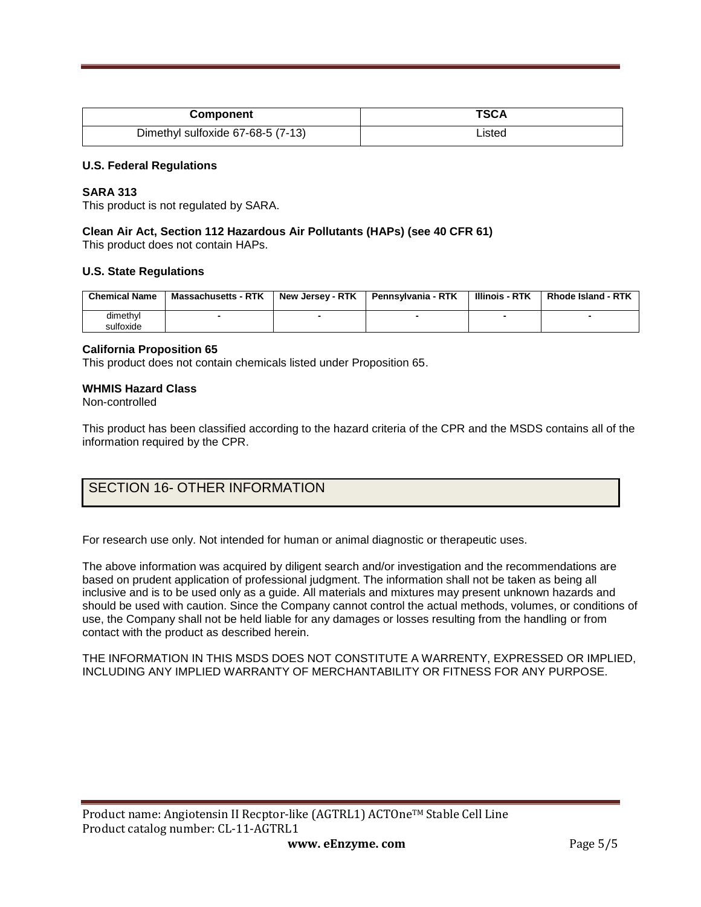| Component | TSCA |
| --- | --- |
| Dimethyl sulfoxide 67-68-5 (7-13) | Listed |

**U.S. Federal Regulations**

**SARA 313**

This product is not regulated by SARA.

**Clean Air Act, Section 112 Hazardous Air Pollutants (HAPs) (see 40 CFR 61)**

This product does not contain HAPs.

**U.S. State Regulations**

| Chemical Name | Massachusetts - RTK | New Jersey - RTK | Pennsylvania - RTK | Illinois - RTK | Rhode Island - RTK |
| --- | --- | --- | --- | --- | --- |
| dimethyl sulfoxide | - | - | - | - | - |

**California Proposition 65**

This product does not contain chemicals listed under Proposition 65.

**WHMIS Hazard Class**

Non-controlled

This product has been classified according to the hazard criteria of the CPR and the MSDS contains all of the information required by the CPR.

## SECTION 16- OTHER INFORMATION

For research use only. Not intended for human or animal diagnostic or therapeutic uses.

The above information was acquired by diligent search and/or investigation and the recommendations are based on prudent application of professional judgment. The information shall not be taken as being all inclusive and is to be used only as a guide. All materials and mixtures may present unknown hazards and should be used with caution. Since the Company cannot control the actual methods, volumes, or conditions of use, the Company shall not be held liable for any damages or losses resulting from the handling or from contact with the product as described herein.

THE INFORMATION IN THIS MSDS DOES NOT CONSTITUTE A WARRENTY, EXPRESSED OR IMPLIED, INCLUDING ANY IMPLIED WARRANTY OF MERCHANTABILITY OR FITNESS FOR ANY PURPOSE.